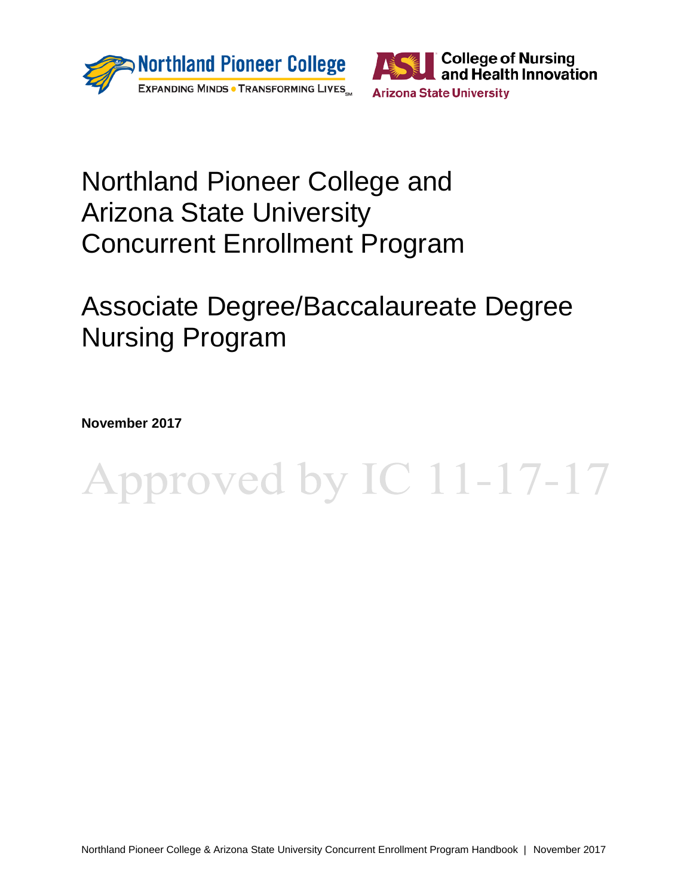Northland Pioneer College

EXPANDING MINDS • TRANSFORMING LIVES

ASU College of Nursing and Health Innovation

Arizona State University

# Northland Pioneer College and Arizona State University Concurrent Enrollment Program

# Associate Degree/Baccalaureate Degree Nursing Program

**November 2017**

Approved by IC 11-17-17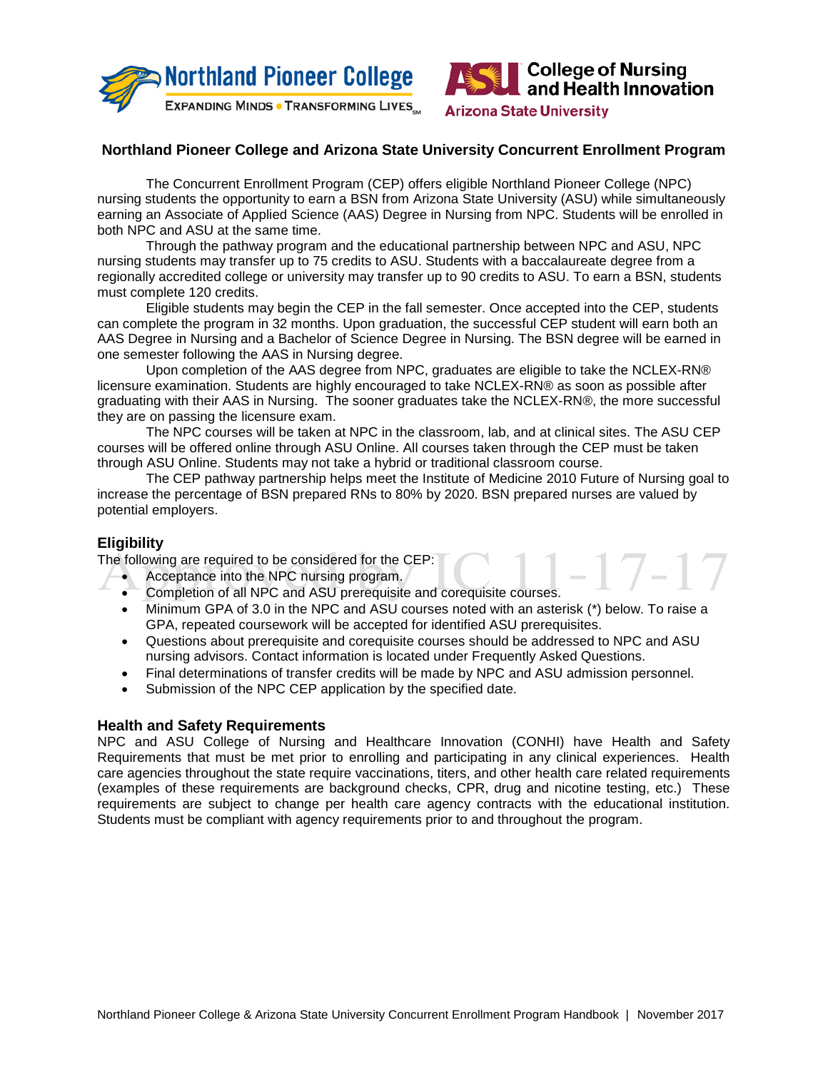Northland Pioneer College — Expanding Minds • Transforming Lives

ASU College of Nursing and Health Innovation — Arizona State University

## Northland Pioneer College and Arizona State University Concurrent Enrollment Program

The Concurrent Enrollment Program (CEP) offers eligible Northland Pioneer College (NPC) nursing students the opportunity to earn a BSN from Arizona State University (ASU) while simultaneously earning an Associate of Applied Science (AAS) Degree in Nursing from NPC. Students will be enrolled in both NPC and ASU at the same time.

Through the pathway program and the educational partnership between NPC and ASU, NPC nursing students may transfer up to 75 credits to ASU. Students with a baccalaureate degree from a regionally accredited college or university may transfer up to 90 credits to ASU. To earn a BSN, students must complete 120 credits.

Eligible students may begin the CEP in the fall semester. Once accepted into the CEP, students can complete the program in 32 months. Upon graduation, the successful CEP student will earn both an AAS Degree in Nursing and a Bachelor of Science Degree in Nursing. The BSN degree will be earned in one semester following the AAS in Nursing degree.

Upon completion of the AAS degree from NPC, graduates are eligible to take the NCLEX-RN® licensure examination. Students are highly encouraged to take NCLEX-RN® as soon as possible after graduating with their AAS in Nursing. The sooner graduates take the NCLEX-RN®, the more successful they are on passing the licensure exam.

The NPC courses will be taken at NPC in the classroom, lab, and at clinical sites. The ASU CEP courses will be offered online through ASU Online. All courses taken through the CEP must be taken through ASU Online. Students may not take a hybrid or traditional classroom course.

The CEP pathway partnership helps meet the Institute of Medicine 2010 Future of Nursing goal to increase the percentage of BSN prepared RNs to 80% by 2020. BSN prepared nurses are valued by potential employers.

### Eligibility

Approved by IC 11-17-17

The following are required to be considered for the CEP:

- Acceptance into the NPC nursing program.
- Completion of all NPC and ASU prerequisite and corequisite courses.
- Minimum GPA of 3.0 in the NPC and ASU courses noted with an asterisk (*) below. To raise a GPA, repeated coursework will be accepted for identified ASU prerequisites.
- Questions about prerequisite and corequisite courses should be addressed to NPC and ASU nursing advisors. Contact information is located under Frequently Asked Questions.
- Final determinations of transfer credits will be made by NPC and ASU admission personnel.
- Submission of the NPC CEP application by the specified date.

### Health and Safety Requirements

NPC and ASU College of Nursing and Healthcare Innovation (CONHI) have Health and Safety Requirements that must be met prior to enrolling and participating in any clinical experiences. Health care agencies throughout the state require vaccinations, titers, and other health care related requirements (examples of these requirements are background checks, CPR, drug and nicotine testing, etc.) These requirements are subject to change per health care agency contracts with the educational institution. Students must be compliant with agency requirements prior to and throughout the program.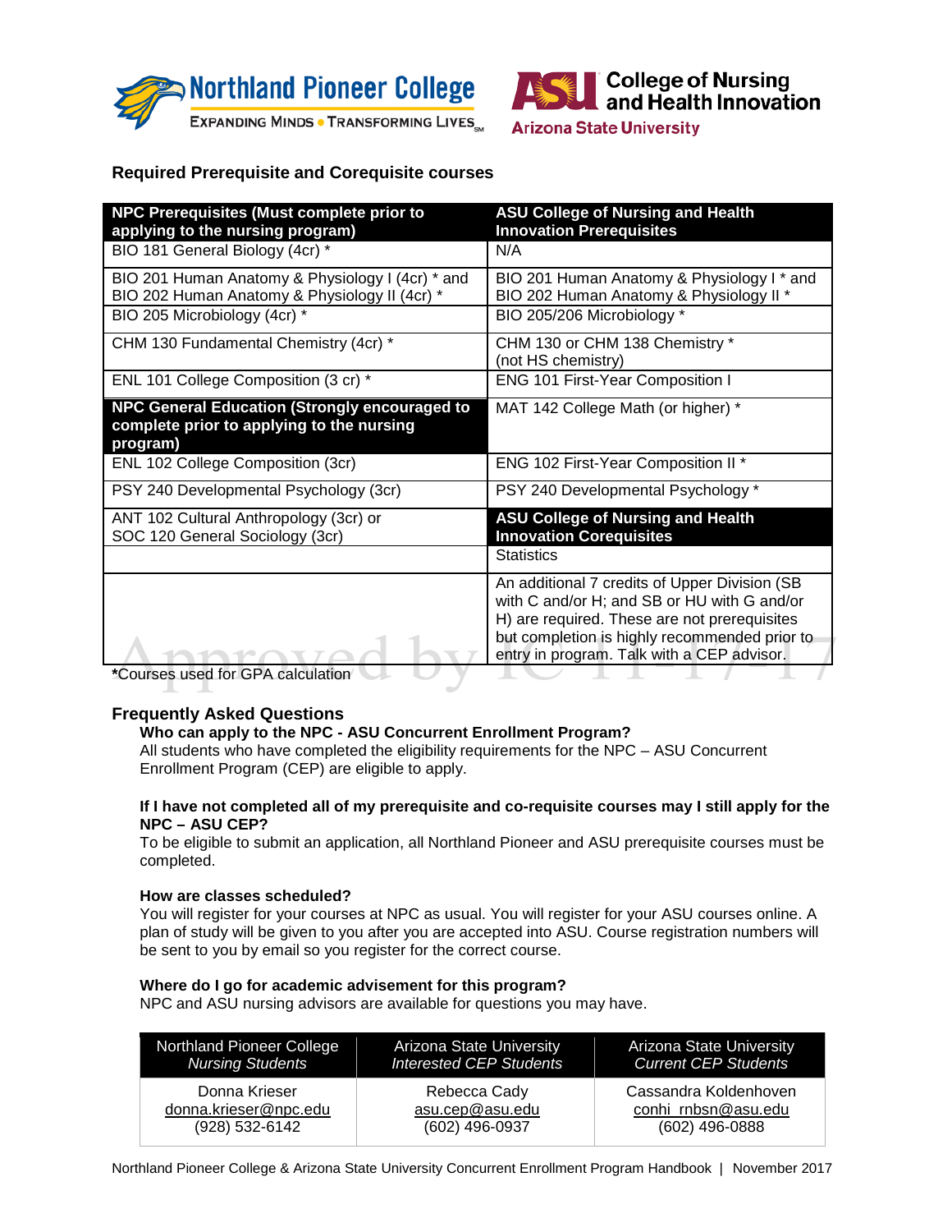Northland Pioneer College — EXPANDING MINDS • TRANSFORMING LIVES

ASU College of Nursing and Health Innovation — Arizona State University

### Required Prerequisite and Corequisite courses

| **NPC Prerequisites (Must complete prior to applying to the nursing program)** | **ASU College of Nursing and Health Innovation Prerequisites** |
|---|---|
| BIO 181 General Biology (4cr) * | N/A |
| BIO 201 Human Anatomy & Physiology I (4cr) * and BIO 202 Human Anatomy & Physiology II (4cr) * | BIO 201 Human Anatomy & Physiology I * and BIO 202 Human Anatomy & Physiology II * |
| BIO 205 Microbiology (4cr) * | BIO 205/206 Microbiology * |
| CHM 130 Fundamental Chemistry (4cr) * | CHM 130 or CHM 138 Chemistry * (not HS chemistry) |
| ENL 101 College Composition (3 cr) * | ENG 101 First-Year Composition I |
| **NPC General Education (Strongly encouraged to complete prior to applying to the nursing program)** | MAT 142 College Math (or higher) * |
| ENL 102 College Composition (3cr) | ENG 102 First-Year Composition II * |
| PSY 240 Developmental Psychology (3cr) | PSY 240 Developmental Psychology * |
| ANT 102 Cultural Anthropology (3cr) or SOC 120 General Sociology (3cr) | **ASU College of Nursing and Health Innovation Corequisites** |
| | Statistics |
| | An additional 7 credits of Upper Division (SB with C and/or H; and SB or HU with G and/or H) are required. These are not prerequisites but completion is highly recommended prior to entry in program. Talk with a CEP advisor. |

***Courses used for GPA calculation**

Approved by IC 11-17-17

## Frequently Asked Questions

**Who can apply to the NPC - ASU Concurrent Enrollment Program?**

All students who have completed the eligibility requirements for the NPC – ASU Concurrent Enrollment Program (CEP) are eligible to apply.

**If I have not completed all of my prerequisite and co-requisite courses may I still apply for the NPC – ASU CEP?**

To be eligible to submit an application, all Northland Pioneer and ASU prerequisite courses must be completed.

**How are classes scheduled?**

You will register for your courses at NPC as usual. You will register for your ASU courses online. A plan of study will be given to you after you are accepted into ASU. Course registration numbers will be sent to you by email so you register for the correct course.

**Where do I go for academic advisement for this program?**

NPC and ASU nursing advisors are available for questions you may have.

| Northland Pioneer College *Nursing Students* | Arizona State University *Interested CEP Students* | Arizona State University *Current CEP Students* |
|---|---|---|
| Donna Krieser<br>donna.krieser@npc.edu<br>(928) 532-6142 | Rebecca Cady<br>asu.cep@asu.edu<br>(602) 496-0937 | Cassandra Koldenhoven<br>conhi_rnbsn@asu.edu<br>(602) 496-0888 |

Northland Pioneer College & Arizona State University Concurrent Enrollment Program Handbook | November 2017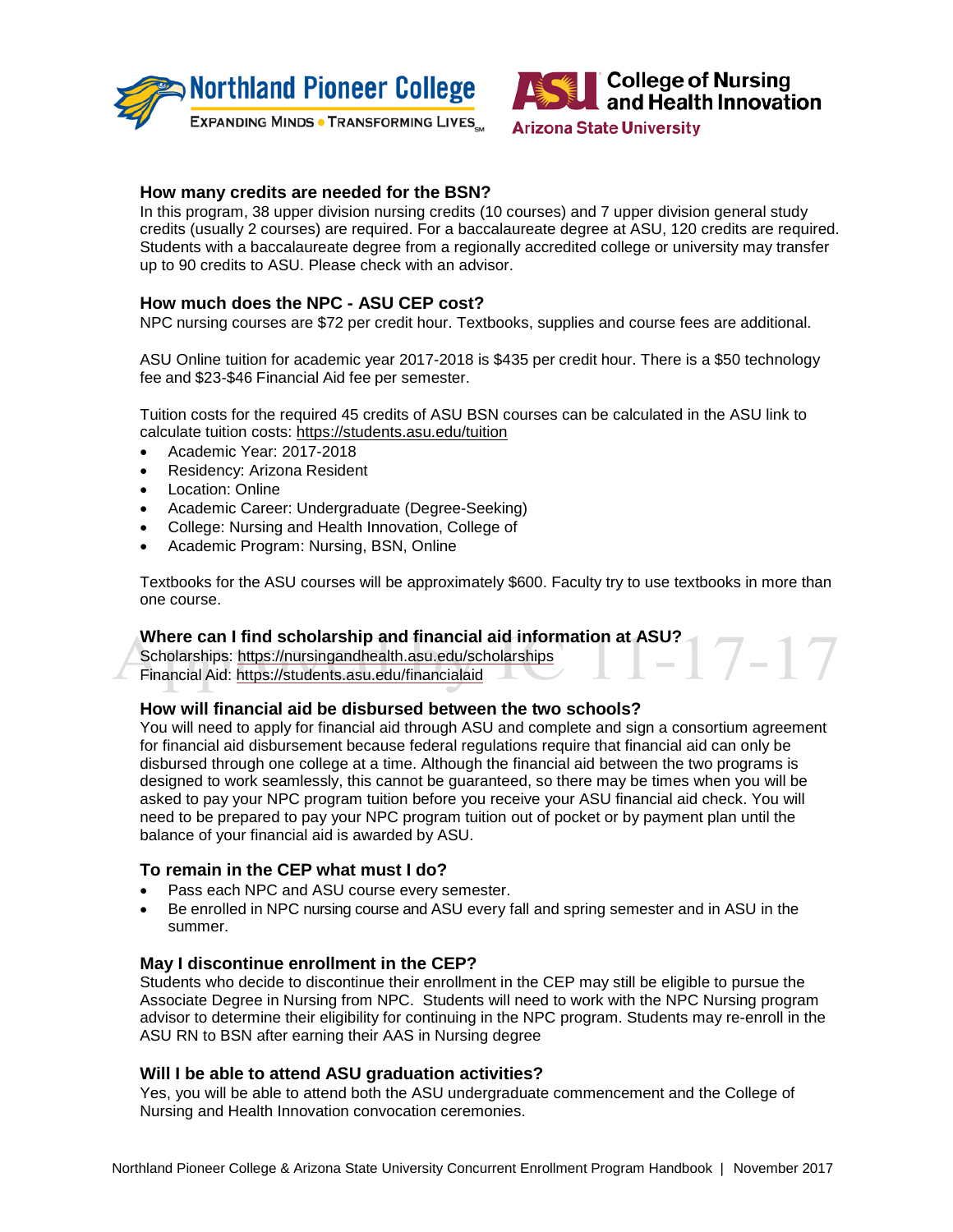### How many credits are needed for the BSN?

In this program, 38 upper division nursing credits (10 courses) and 7 upper division general study credits (usually 2 courses) are required. For a baccalaureate degree at ASU, 120 credits are required. Students with a baccalaureate degree from a regionally accredited college or university may transfer up to 90 credits to ASU. Please check with an advisor.

### How much does the NPC - ASU CEP cost?

NPC nursing courses are $72 per credit hour. Textbooks, supplies and course fees are additional.

ASU Online tuition for academic year 2017-2018 is $435 per credit hour. There is a $50 technology fee and $23-$46 Financial Aid fee per semester.

Tuition costs for the required 45 credits of ASU BSN courses can be calculated in the ASU link to calculate tuition costs: https://students.asu.edu/tuition

- Academic Year: 2017-2018
- Residency: Arizona Resident
- Location: Online
- Academic Career: Undergraduate (Degree-Seeking)
- College: Nursing and Health Innovation, College of
- Academic Program: Nursing, BSN, Online

Textbooks for the ASU courses will be approximately $600. Faculty try to use textbooks in more than one course.

### Where can I find scholarship and financial aid information at ASU?

Scholarships: https://nursingandhealth.asu.edu/scholarships
Financial Aid: https://students.asu.edu/financialaid

### How will financial aid be disbursed between the two schools?

You will need to apply for financial aid through ASU and complete and sign a consortium agreement for financial aid disbursement because federal regulations require that financial aid can only be disbursed through one college at a time. Although the financial aid between the two programs is designed to work seamlessly, this cannot be guaranteed, so there may be times when you will be asked to pay your NPC program tuition before you receive your ASU financial aid check. You will need to be prepared to pay your NPC program tuition out of pocket or by payment plan until the balance of your financial aid is awarded by ASU.

### To remain in the CEP what must I do?

- Pass each NPC and ASU course every semester.
- Be enrolled in NPC nursing course and ASU every fall and spring semester and in ASU in the summer.

### May I discontinue enrollment in the CEP?

Students who decide to discontinue their enrollment in the CEP may still be eligible to pursue the Associate Degree in Nursing from NPC. Students will need to work with the NPC Nursing program advisor to determine their eligibility for continuing in the NPC program. Students may re-enroll in the ASU RN to BSN after earning their AAS in Nursing degree

### Will I be able to attend ASU graduation activities?

Yes, you will be able to attend both the ASU undergraduate commencement and the College of Nursing and Health Innovation convocation ceremonies.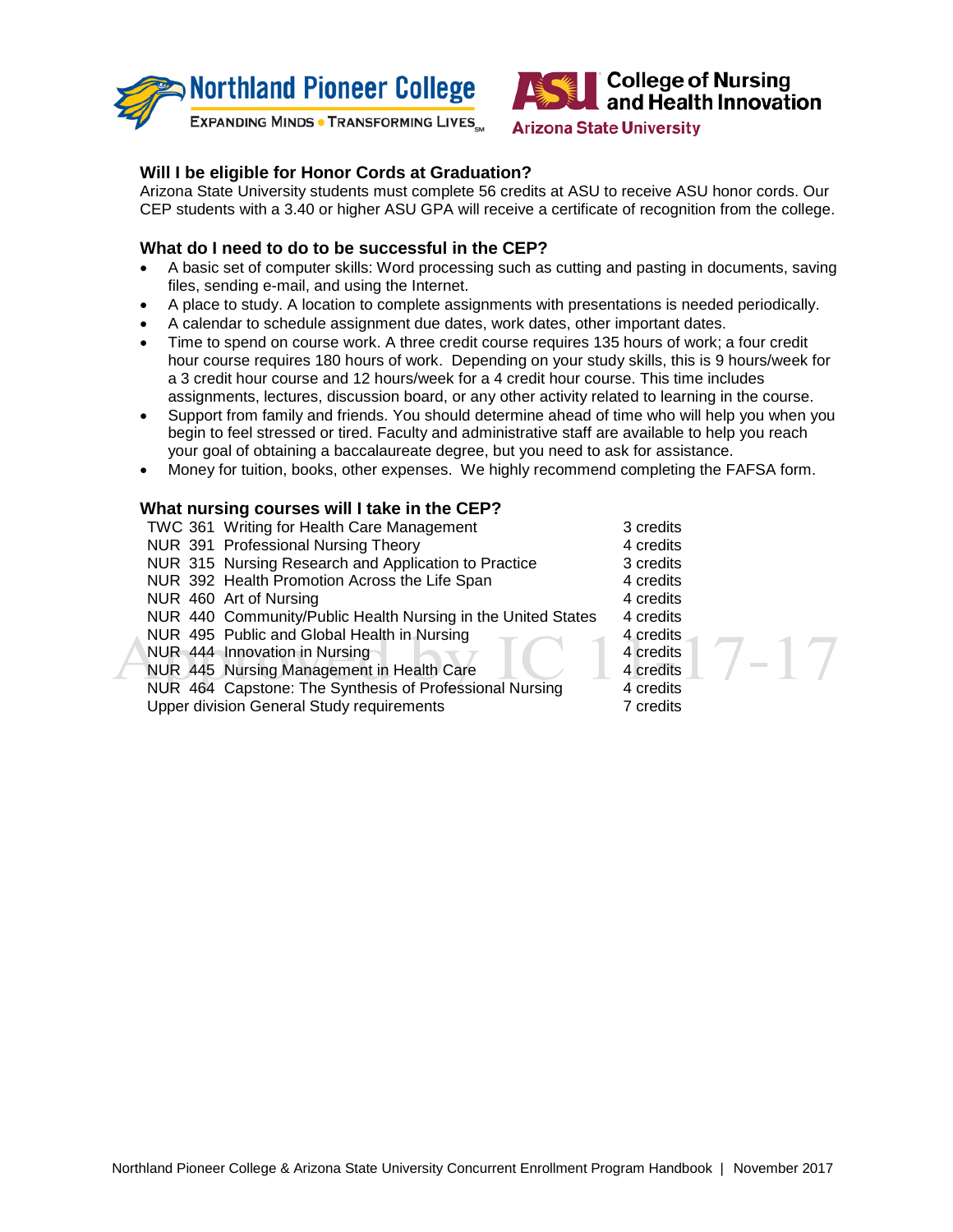### Will I be eligible for Honor Cords at Graduation?

Arizona State University students must complete 56 credits at ASU to receive ASU honor cords. Our CEP students with a 3.40 or higher ASU GPA will receive a certificate of recognition from the college.

### What do I need to do to be successful in the CEP?

- A basic set of computer skills: Word processing such as cutting and pasting in documents, saving files, sending e-mail, and using the Internet.
- A place to study. A location to complete assignments with presentations is needed periodically.
- A calendar to schedule assignment due dates, work dates, other important dates.
- Time to spend on course work. A three credit course requires 135 hours of work; a four credit hour course requires 180 hours of work. Depending on your study skills, this is 9 hours/week for a 3 credit hour course and 12 hours/week for a 4 credit hour course. This time includes assignments, lectures, discussion board, or any other activity related to learning in the course.
- Support from family and friends. You should determine ahead of time who will help you when you begin to feel stressed or tired. Faculty and administrative staff are available to help you reach your goal of obtaining a baccalaureate degree, but you need to ask for assistance.
- Money for tuition, books, other expenses. We highly recommend completing the FAFSA form.

### What nursing courses will I take in the CEP?

| Course | Title | Credits |
|---|---|---|
| TWC 361 | Writing for Health Care Management | 3 credits |
| NUR 391 | Professional Nursing Theory | 4 credits |
| NUR 315 | Nursing Research and Application to Practice | 3 credits |
| NUR 392 | Health Promotion Across the Life Span | 4 credits |
| NUR 460 | Art of Nursing | 4 credits |
| NUR 440 | Community/Public Health Nursing in the United States | 4 credits |
| NUR 495 | Public and Global Health in Nursing | 4 credits |
| NUR 444 | Innovation in Nursing | 4 credits |
| NUR 445 | Nursing Management in Health Care | 4 credits |
| NUR 464 | Capstone: The Synthesis of Professional Nursing | 4 credits |
| Upper division General Study requirements | | 7 credits |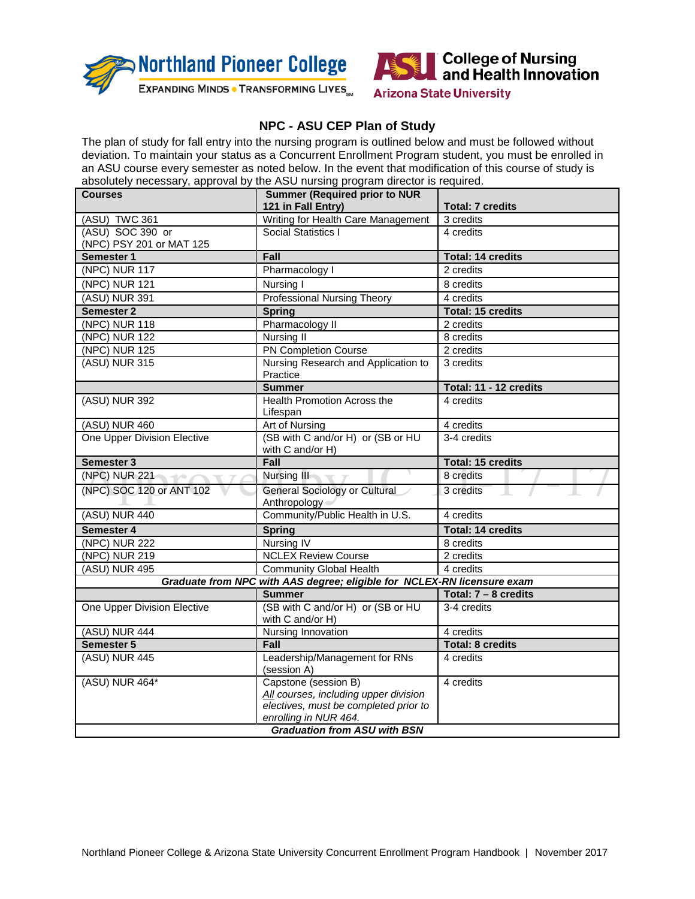Northland Pioneer College — Expanding Minds • Transforming Lives

ASU College of Nursing and Health Innovation — Arizona State University

## NPC - ASU CEP Plan of Study

The plan of study for fall entry into the nursing program is outlined below and must be followed without deviation. To maintain your status as a Concurrent Enrollment Program student, you must be enrolled in an ASU course every semester as noted below. In the event that modification of this course of study is absolutely necessary, approval by the ASU nursing program director is required.

| **Courses** | **Summer (Required prior to NUR 121 in Fall Entry)** | **Total: 7 credits** |
|---|---|---|
| (ASU) TWC 361 | Writing for Health Care Management | 3 credits |
| (ASU) SOC 390 or (NPC) PSY 201 or MAT 125 | Social Statistics I | 4 credits |
| **Semester 1** | **Fall** | **Total: 14 credits** |
| (NPC) NUR 117 | Pharmacology I | 2 credits |
| (NPC) NUR 121 | Nursing I | 8 credits |
| (ASU) NUR 391 | Professional Nursing Theory | 4 credits |
| **Semester 2** | **Spring** | **Total: 15 credits** |
| (NPC) NUR 118 | Pharmacology II | 2 credits |
| (NPC) NUR 122 | Nursing II | 8 credits |
| (NPC) NUR 125 | PN Completion Course | 2 credits |
| (ASU) NUR 315 | Nursing Research and Application to Practice | 3 credits |
| | **Summer** | **Total: 11 - 12 credits** |
| (ASU) NUR 392 | Health Promotion Across the Lifespan | 4 credits |
| (ASU) NUR 460 | Art of Nursing | 4 credits |
| One Upper Division Elective | (SB with C and/or H) or (SB or HU with C and/or H) | 3-4 credits |
| **Semester 3** | **Fall** | **Total: 15 credits** |
| (NPC) NUR 221 | Nursing III | 8 credits |
| (NPC) SOC 120 or ANT 102 | General Sociology or Cultural Anthropology | 3 credits |
| (ASU) NUR 440 | Community/Public Health in U.S. | 4 credits |
| **Semester 4** | **Spring** | **Total: 14 credits** |
| (NPC) NUR 222 | Nursing IV | 8 credits |
| (NPC) NUR 219 | NCLEX Review Course | 2 credits |
| (ASU) NUR 495 | Community Global Health | 4 credits |
| ***Graduate from NPC with AAS degree; eligible for NCLEX-RN licensure exam*** | | |
| | **Summer** | **Total: 7 – 8 credits** |
| One Upper Division Elective | (SB with C and/or H) or (SB or HU with C and/or H) | 3-4 credits |
| (ASU) NUR 444 | Nursing Innovation | 4 credits |
| **Semester 5** | **Fall** | **Total: 8 credits** |
| (ASU) NUR 445 | Leadership/Management for RNs (session A) | 4 credits |
| (ASU) NUR 464* | Capstone (session B) *All courses, including upper division electives, must be completed prior to enrolling in NUR 464.* | 4 credits |
| ***Graduation from ASU with BSN*** | | |

Approved by IC 11-17-17

Northland Pioneer College & Arizona State University Concurrent Enrollment Program Handbook | November 2017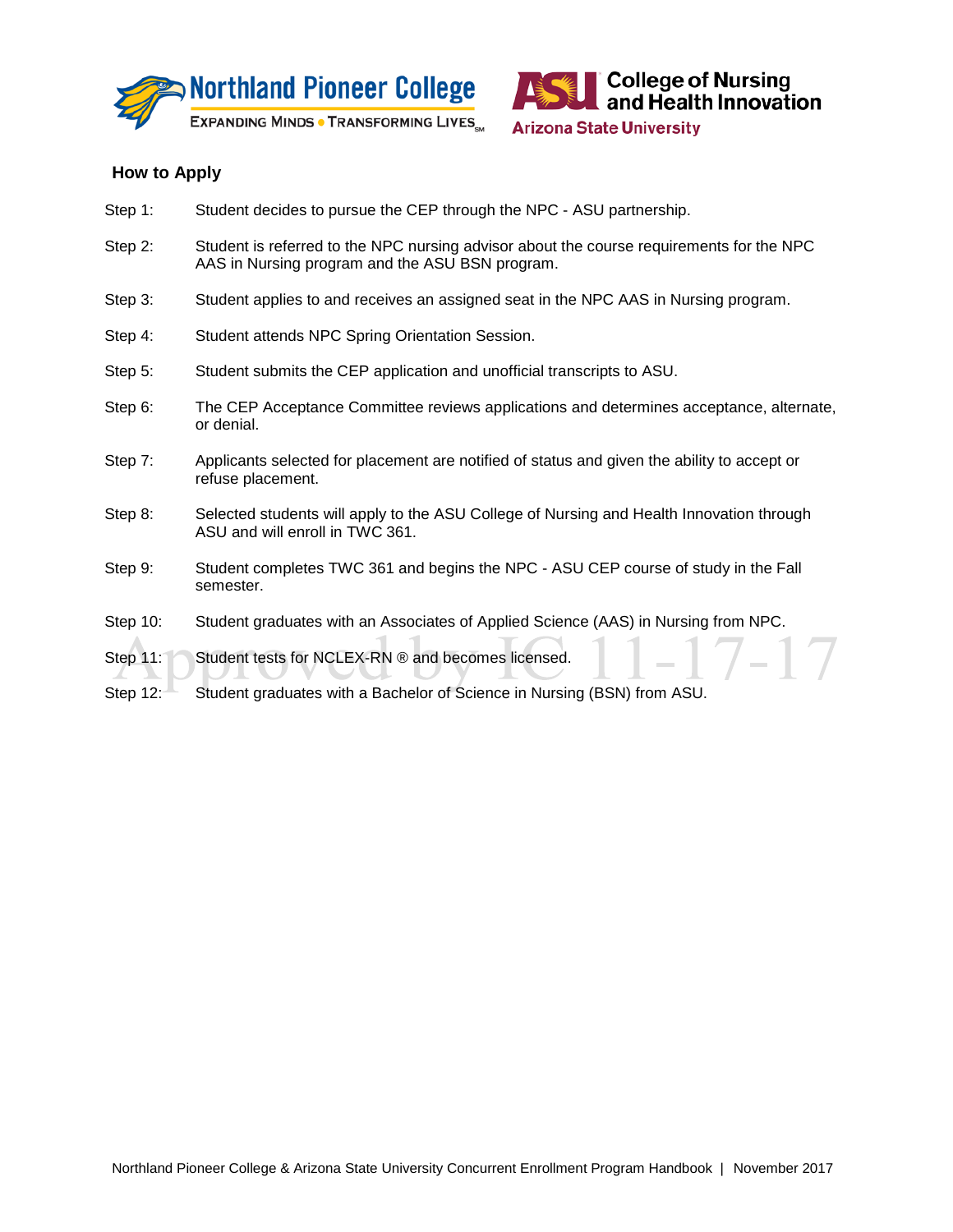## How to Apply

Step 1: Student decides to pursue the CEP through the NPC - ASU partnership.

Step 2: Student is referred to the NPC nursing advisor about the course requirements for the NPC AAS in Nursing program and the ASU BSN program.

Step 3: Student applies to and receives an assigned seat in the NPC AAS in Nursing program.

Step 4: Student attends NPC Spring Orientation Session.

Step 5: Student submits the CEP application and unofficial transcripts to ASU.

Step 6: The CEP Acceptance Committee reviews applications and determines acceptance, alternate, or denial.

Step 7: Applicants selected for placement are notified of status and given the ability to accept or refuse placement.

Step 8: Selected students will apply to the ASU College of Nursing and Health Innovation through ASU and will enroll in TWC 361.

Step 9: Student completes TWC 361 and begins the NPC - ASU CEP course of study in the Fall semester.

Step 10: Student graduates with an Associates of Applied Science (AAS) in Nursing from NPC.

Step 11: Student tests for NCLEX-RN ® and becomes licensed.

Step 12: Student graduates with a Bachelor of Science in Nursing (BSN) from ASU.

Approved by IC 11-17-17